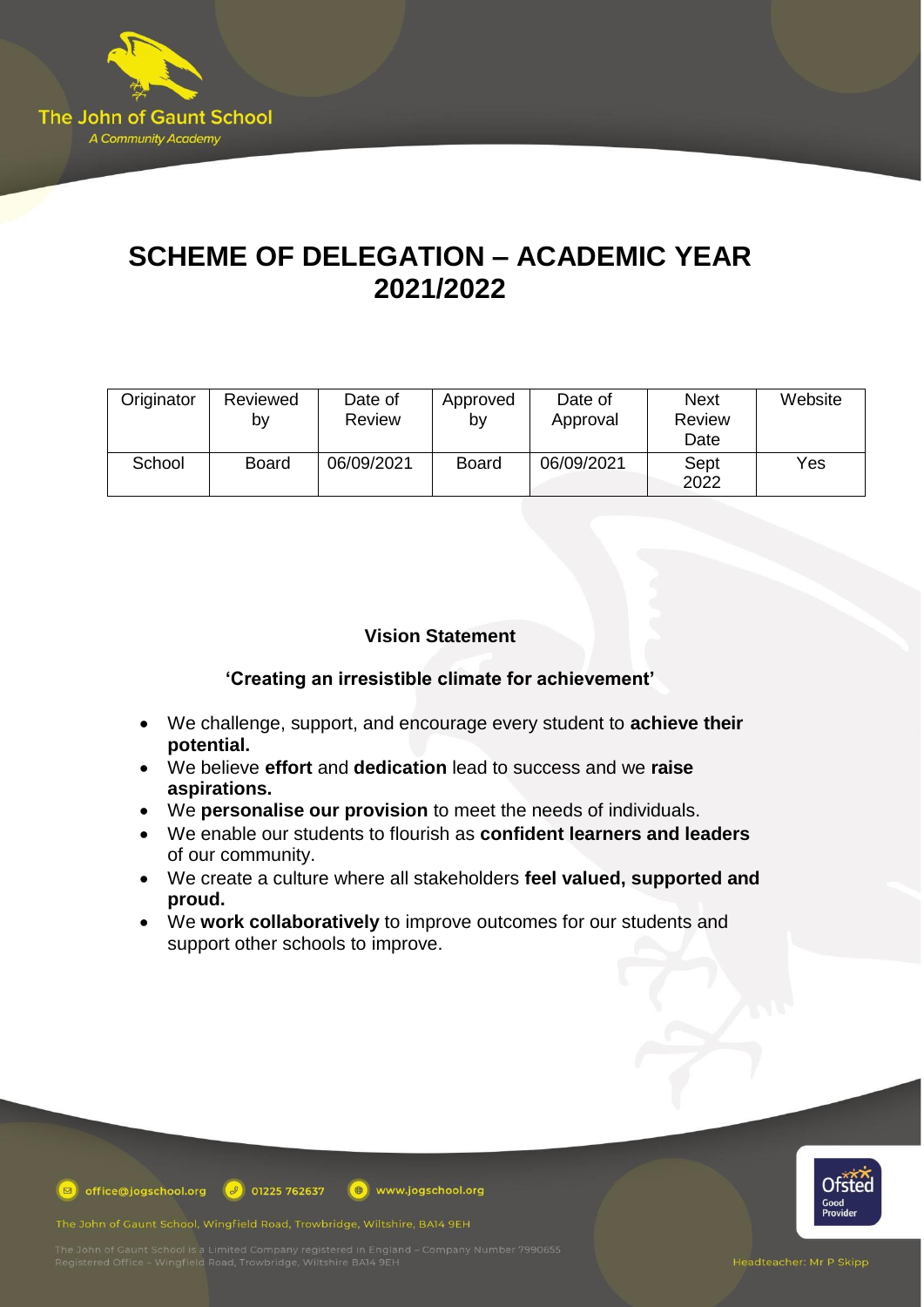# SCHEME OF DELEGATION – ACADEMIC YEAR 2021/2022

| Originator | Reviewed by | Date of Review | Approved by | Date of Approval | Next Review Date | Website |
|---|---|---|---|---|---|---|
| School | Board | 06/09/2021 | Board | 06/09/2021 | Sept 2022 | Yes |

**Vision Statement**

**'Creating an irresistible climate for achievement'**

- We challenge, support, and encourage every student to **achieve their potential.**
- We believe **effort** and **dedication** lead to success and we **raise aspirations.**
- We **personalise our provision** to meet the needs of individuals.
- We enable our students to flourish as **confident learners and leaders** of our community.
- We create a culture where all stakeholders **feel valued, supported and proud.**
- We **work collaboratively** to improve outcomes for our students and support other schools to improve.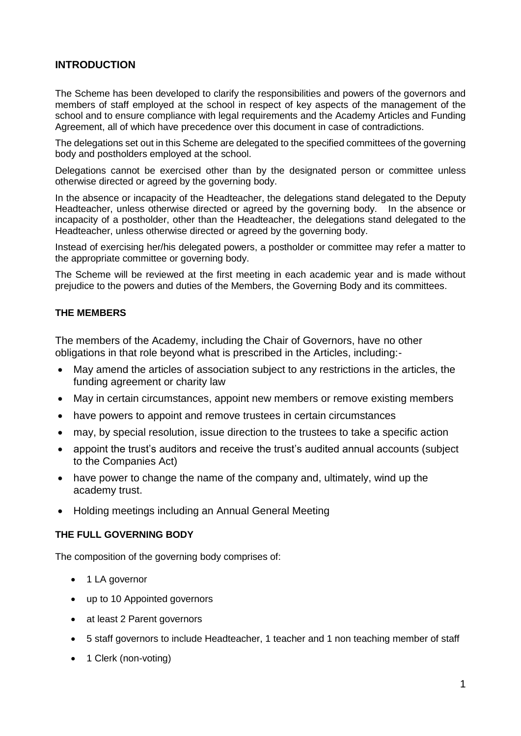## INTRODUCTION

The Scheme has been developed to clarify the responsibilities and powers of the governors and members of staff employed at the school in respect of key aspects of the management of the school and to ensure compliance with legal requirements and the Academy Articles and Funding Agreement, all of which have precedence over this document in case of contradictions.

The delegations set out in this Scheme are delegated to the specified committees of the governing body and postholders employed at the school.

Delegations cannot be exercised other than by the designated person or committee unless otherwise directed or agreed by the governing body.

In the absence or incapacity of the Headteacher, the delegations stand delegated to the Deputy Headteacher, unless otherwise directed or agreed by the governing body. In the absence or incapacity of a postholder, other than the Headteacher, the delegations stand delegated to the Headteacher, unless otherwise directed or agreed by the governing body.

Instead of exercising her/his delegated powers, a postholder or committee may refer a matter to the appropriate committee or governing body.

The Scheme will be reviewed at the first meeting in each academic year and is made without prejudice to the powers and duties of the Members, the Governing Body and its committees.

### THE MEMBERS

The members of the Academy, including the Chair of Governors, have no other obligations in that role beyond what is prescribed in the Articles, including:-

- May amend the articles of association subject to any restrictions in the articles, the funding agreement or charity law
- May in certain circumstances, appoint new members or remove existing members
- have powers to appoint and remove trustees in certain circumstances
- may, by special resolution, issue direction to the trustees to take a specific action
- appoint the trust's auditors and receive the trust's audited annual accounts (subject to the Companies Act)
- have power to change the name of the company and, ultimately, wind up the academy trust.
- Holding meetings including an Annual General Meeting

### THE FULL GOVERNING BODY

The composition of the governing body comprises of:

- 1 LA governor
- up to 10 Appointed governors
- at least 2 Parent governors
- 5 staff governors to include Headteacher, 1 teacher and 1 non teaching member of staff
- 1 Clerk (non-voting)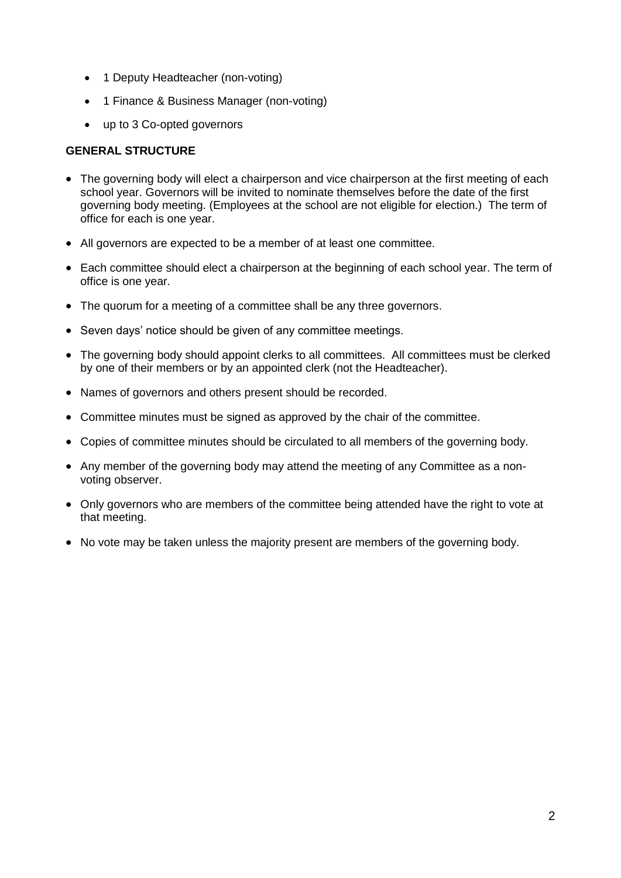- 1 Deputy Headteacher (non-voting)
- 1 Finance & Business Manager (non-voting)
- up to 3 Co-opted governors

**GENERAL STRUCTURE**

- The governing body will elect a chairperson and vice chairperson at the first meeting of each school year. Governors will be invited to nominate themselves before the date of the first governing body meeting. (Employees at the school are not eligible for election.) The term of office for each is one year.
- All governors are expected to be a member of at least one committee.
- Each committee should elect a chairperson at the beginning of each school year. The term of office is one year.
- The quorum for a meeting of a committee shall be any three governors.
- Seven days' notice should be given of any committee meetings.
- The governing body should appoint clerks to all committees. All committees must be clerked by one of their members or by an appointed clerk (not the Headteacher).
- Names of governors and others present should be recorded.
- Committee minutes must be signed as approved by the chair of the committee.
- Copies of committee minutes should be circulated to all members of the governing body.
- Any member of the governing body may attend the meeting of any Committee as a non-voting observer.
- Only governors who are members of the committee being attended have the right to vote at that meeting.
- No vote may be taken unless the majority present are members of the governing body.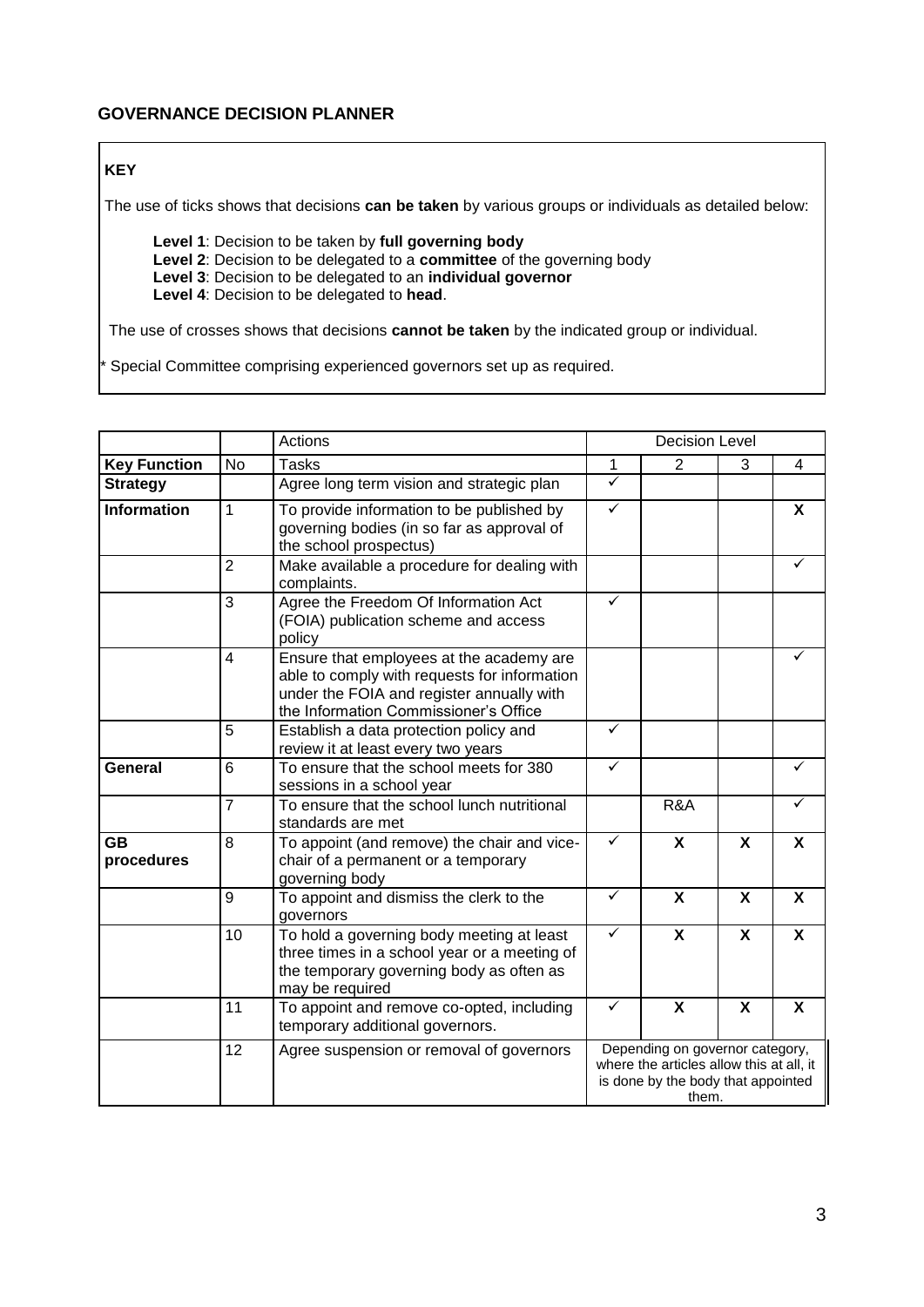## GOVERNANCE DECISION PLANNER

**KEY**

The use of ticks shows that decisions **can be taken** by various groups or individuals as detailed below:

**Level 1**: Decision to be taken by **full governing body**
**Level 2**: Decision to be delegated to a **committee** of the governing body
**Level 3**: Decision to be delegated to an **individual governor**
**Level 4**: Decision to be delegated to **head**.

The use of crosses shows that decisions **cannot be taken** by the indicated group or individual.

\* Special Committee comprising experienced governors set up as required.

| | | Actions | Decision Level | | | |
|---|---|---|---|---|---|---|
| **Key Function** | No | Tasks | 1 | 2 | 3 | 4 |
| **Strategy** | | Agree long term vision and strategic plan | ✓ | | | |
| **Information** | 1 | To provide information to be published by governing bodies (in so far as approval of the school prospectus) | ✓ | | | **X** |
| | 2 | Make available a procedure for dealing with complaints. | | | | ✓ |
| | 3 | Agree the Freedom Of Information Act (FOIA) publication scheme and access policy | ✓ | | | |
| | 4 | Ensure that employees at the academy are able to comply with requests for information under the FOIA and register annually with the Information Commissioner's Office | | | | ✓ |
| | 5 | Establish a data protection policy and review it at least every two years | ✓ | | | |
| **General** | 6 | To ensure that the school meets for 380 sessions in a school year | ✓ | | | ✓ |
| | 7 | To ensure that the school lunch nutritional standards are met | | R&A | | ✓ |
| **GB procedures** | 8 | To appoint (and remove) the chair and vice-chair of a permanent or a temporary governing body | ✓ | **X** | **X** | **X** |
| | 9 | To appoint and dismiss the clerk to the governors | ✓ | **X** | **X** | **X** |
| | 10 | To hold a governing body meeting at least three times in a school year or a meeting of the temporary governing body as often as may be required | ✓ | **X** | **X** | **X** |
| | 11 | To appoint and remove co-opted, including temporary additional governors. | ✓ | **X** | **X** | **X** |
| | 12 | Agree suspension or removal of governors | Depending on governor category, where the articles allow this at all, it is done by the body that appointed them. | | | |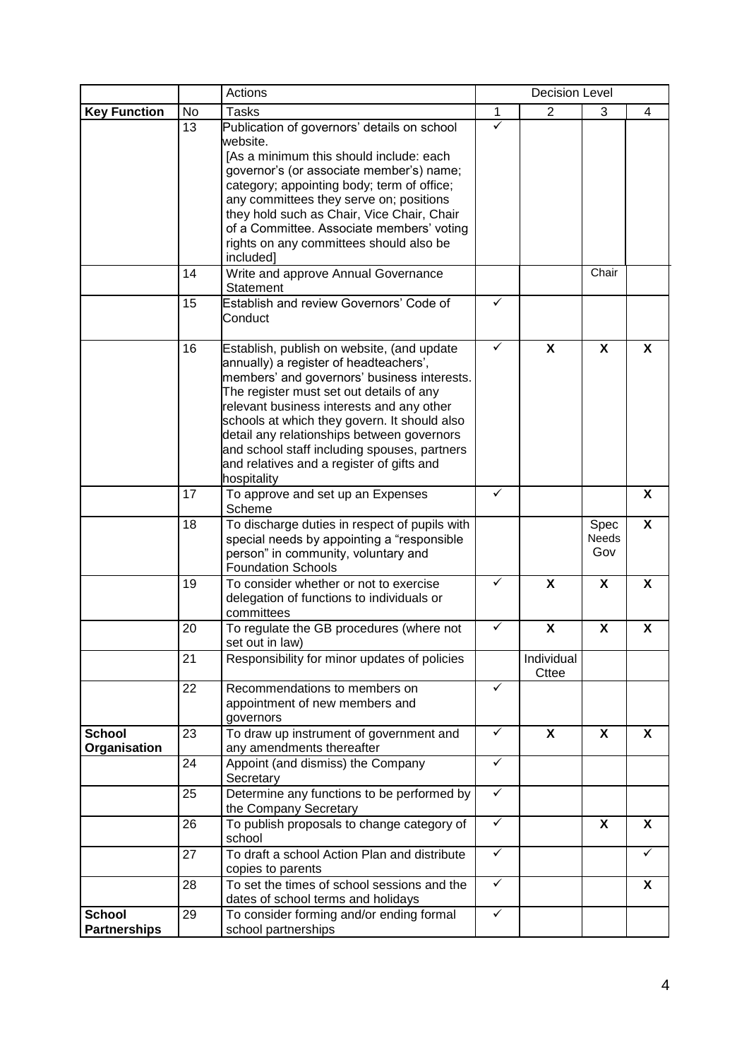| | | Actions | Decision Level | | | |
|---|---|---|---|---|---|---|
| **Key Function** | No | Tasks | 1 | 2 | 3 | 4 |
| | 13 | Publication of governors' details on school website. [As a minimum this should include: each governor's (or associate member's) name; category; appointing body; term of office; any committees they serve on; positions they hold such as Chair, Vice Chair, Chair of a Committee. Associate members' voting rights on any committees should also be included] | ✓ | | | |
| | 14 | Write and approve Annual Governance Statement | | | Chair | |
| | 15 | Establish and review Governors' Code of Conduct | ✓ | | | |
| | 16 | Establish, publish on website, (and update annually) a register of headteachers', members' and governors' business interests. The register must set out details of any relevant business interests and any other schools at which they govern. It should also detail any relationships between governors and school staff including spouses, partners and relatives and a register of gifts and hospitality | ✓ | **X** | **X** | **X** |
| | 17 | To approve and set up an Expenses Scheme | ✓ | | | **X** |
| | 18 | To discharge duties in respect of pupils with special needs by appointing a "responsible person" in community, voluntary and Foundation Schools | | | Spec Needs Gov | **X** |
| | 19 | To consider whether or not to exercise delegation of functions to individuals or committees | ✓ | **X** | **X** | **X** |
| | 20 | To regulate the GB procedures (where not set out in law) | ✓ | **X** | **X** | **X** |
| | 21 | Responsibility for minor updates of policies | | Individual Cttee | | |
| | 22 | Recommendations to members on appointment of new members and governors | ✓ | | | |
| **School Organisation** | 23 | To draw up instrument of government and any amendments thereafter | ✓ | **X** | **X** | **X** |
| | 24 | Appoint (and dismiss) the Company Secretary | ✓ | | | |
| | 25 | Determine any functions to be performed by the Company Secretary | ✓ | | | |
| | 26 | To publish proposals to change category of school | ✓ | | **X** | **X** |
| | 27 | To draft a school Action Plan and distribute copies to parents | ✓ | | | ✓ |
| | 28 | To set the times of school sessions and the dates of school terms and holidays | ✓ | | | **X** |
| **School Partnerships** | 29 | To consider forming and/or ending formal school partnerships | ✓ | | | |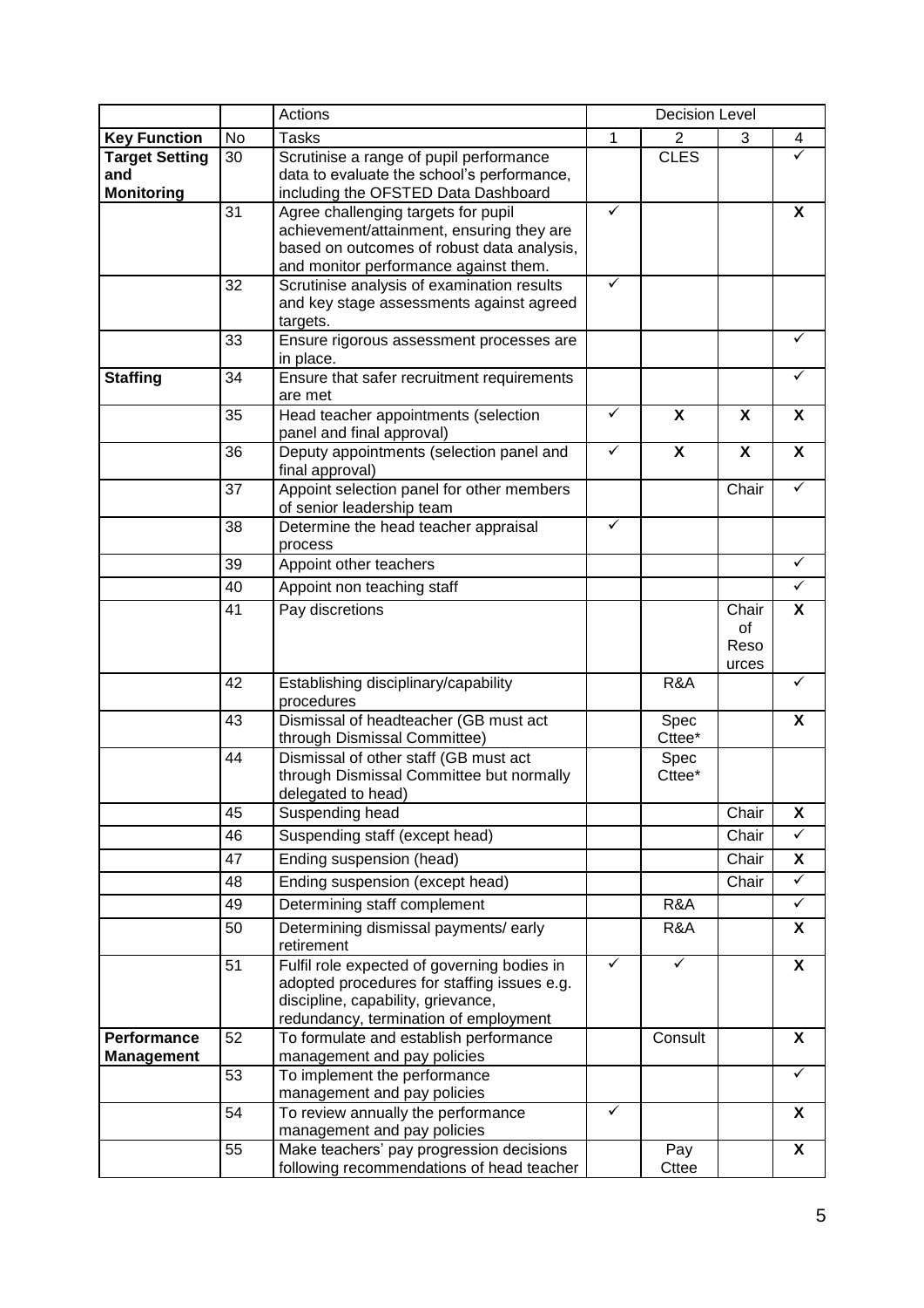| | | Actions | Decision Level | | | |
|---|---|---|---|---|---|---|
| **Key Function** | No | Tasks | 1 | 2 | 3 | 4 |
| **Target Setting and Monitoring** | 30 | Scrutinise a range of pupil performance data to evaluate the school's performance, including the OFSTED Data Dashboard | | CLES | | ✓ |
| | 31 | Agree challenging targets for pupil achievement/attainment, ensuring they are based on outcomes of robust data analysis, and monitor performance against them. | ✓ | | | **X** |
| | 32 | Scrutinise analysis of examination results and key stage assessments against agreed targets. | ✓ | | | |
| | 33 | Ensure rigorous assessment processes are in place. | | | | ✓ |
| **Staffing** | 34 | Ensure that safer recruitment requirements are met | | | | ✓ |
| | 35 | Head teacher appointments (selection panel and final approval) | ✓ | **X** | **X** | **X** |
| | 36 | Deputy appointments (selection panel and final approval) | ✓ | **X** | **X** | **X** |
| | 37 | Appoint selection panel for other members of senior leadership team | | | Chair | ✓ |
| | 38 | Determine the head teacher appraisal process | ✓ | | | |
| | 39 | Appoint other teachers | | | | ✓ |
| | 40 | Appoint non teaching staff | | | | ✓ |
| | 41 | Pay discretions | | | Chair of Resources | **X** |
| | 42 | Establishing disciplinary/capability procedures | | R&A | | ✓ |
| | 43 | Dismissal of headteacher (GB must act through Dismissal Committee) | | Spec Cttee* | | **X** |
| | 44 | Dismissal of other staff (GB must act through Dismissal Committee but normally delegated to head) | | Spec Cttee* | | |
| | 45 | Suspending head | | | Chair | **X** |
| | 46 | Suspending staff (except head) | | | Chair | ✓ |
| | 47 | Ending suspension (head) | | | Chair | **X** |
| | 48 | Ending suspension (except head) | | | Chair | ✓ |
| | 49 | Determining staff complement | | R&A | | ✓ |
| | 50 | Determining dismissal payments/ early retirement | | R&A | | **X** |
| | 51 | Fulfil role expected of governing bodies in adopted procedures for staffing issues e.g. discipline, capability, grievance, redundancy, termination of employment | ✓ | ✓ | | **X** |
| **Performance Management** | 52 | To formulate and establish performance management and pay policies | | Consult | | **X** |
| | 53 | To implement the performance management and pay policies | | | | ✓ |
| | 54 | To review annually the performance management and pay policies | ✓ | | | **X** |
| | 55 | Make teachers' pay progression decisions following recommendations of head teacher | | Pay Cttee | | **X** |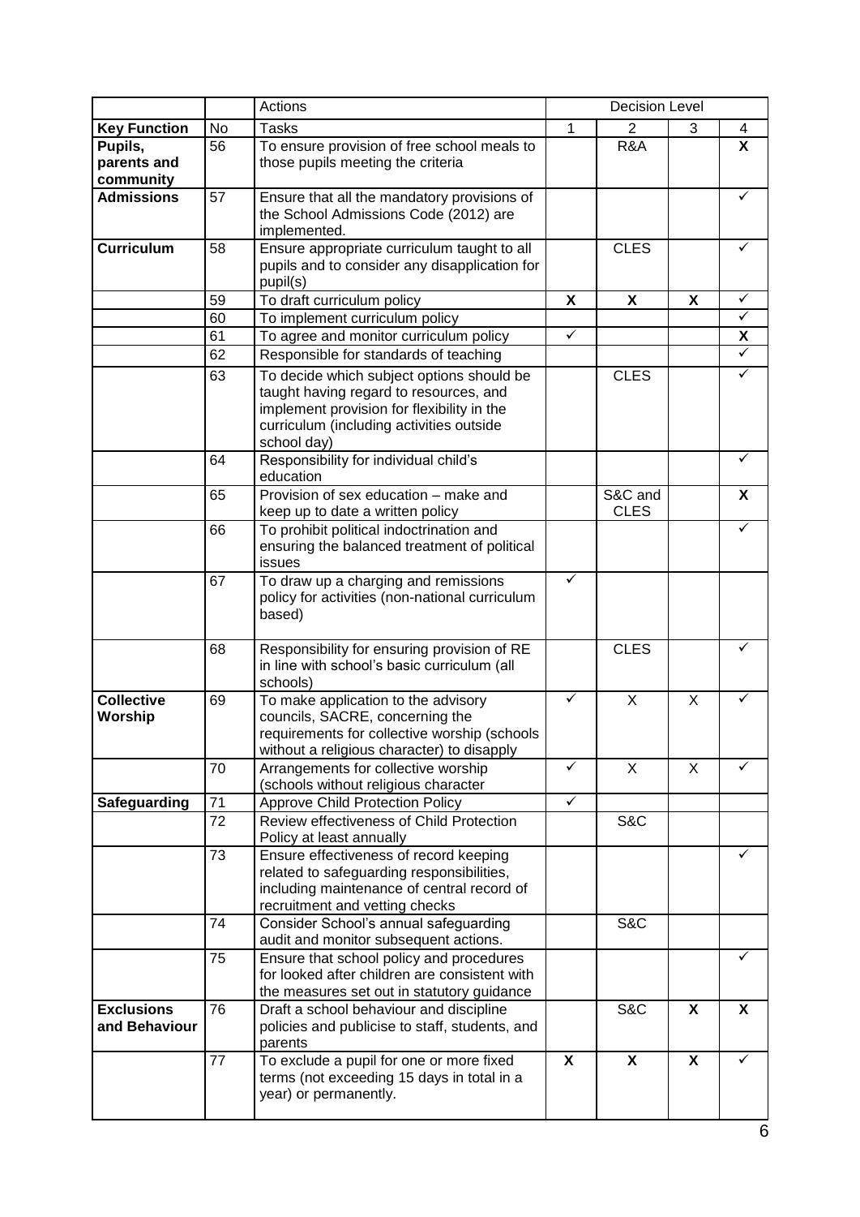| | | Actions | Decision Level | | | |
|---|---|---|---|---|---|---|
| **Key Function** | No | Tasks | 1 | 2 | 3 | 4 |
| **Pupils, parents and community** | 56 | To ensure provision of free school meals to those pupils meeting the criteria | | R&A | | **X** |
| **Admissions** | 57 | Ensure that all the mandatory provisions of the School Admissions Code (2012) are implemented. | | | | ✓ |
| **Curriculum** | 58 | Ensure appropriate curriculum taught to all pupils and to consider any disapplication for pupil(s) | | CLES | | ✓ |
| | 59 | To draft curriculum policy | **X** | **X** | **X** | ✓ |
| | 60 | To implement curriculum policy | | | | ✓ |
| | 61 | To agree and monitor curriculum policy | ✓ | | | **X** |
| | 62 | Responsible for standards of teaching | | | | ✓ |
| | 63 | To decide which subject options should be taught having regard to resources, and implement provision for flexibility in the curriculum (including activities outside school day) | | CLES | | ✓ |
| | 64 | Responsibility for individual child's education | | | | ✓ |
| | 65 | Provision of sex education – make and keep up to date a written policy | | S&C and CLES | | **X** |
| | 66 | To prohibit political indoctrination and ensuring the balanced treatment of political issues | | | | ✓ |
| | 67 | To draw up a charging and remissions policy for activities (non-national curriculum based) | ✓ | | | |
| | 68 | Responsibility for ensuring provision of RE in line with school's basic curriculum (all schools) | | CLES | | ✓ |
| **Collective Worship** | 69 | To make application to the advisory councils, SACRE, concerning the requirements for collective worship (schools without a religious character) to disapply | ✓ | X | X | ✓ |
| | 70 | Arrangements for collective worship (schools without religious character | ✓ | X | X | ✓ |
| **Safeguarding** | 71 | Approve Child Protection Policy | ✓ | | | |
| | 72 | Review effectiveness of Child Protection Policy at least annually | | S&C | | |
| | 73 | Ensure effectiveness of record keeping related to safeguarding responsibilities, including maintenance of central record of recruitment and vetting checks | | | | ✓ |
| | 74 | Consider School's annual safeguarding audit and monitor subsequent actions. | | S&C | | |
| | 75 | Ensure that school policy and procedures for looked after children are consistent with the measures set out in statutory guidance | | | | ✓ |
| **Exclusions and Behaviour** | 76 | Draft a school behaviour and discipline policies and publicise to staff, students, and parents | | S&C | **X** | **X** |
| | 77 | To exclude a pupil for one or more fixed terms (not exceeding 15 days in total in a year) or permanently. | **X** | **X** | **X** | ✓ |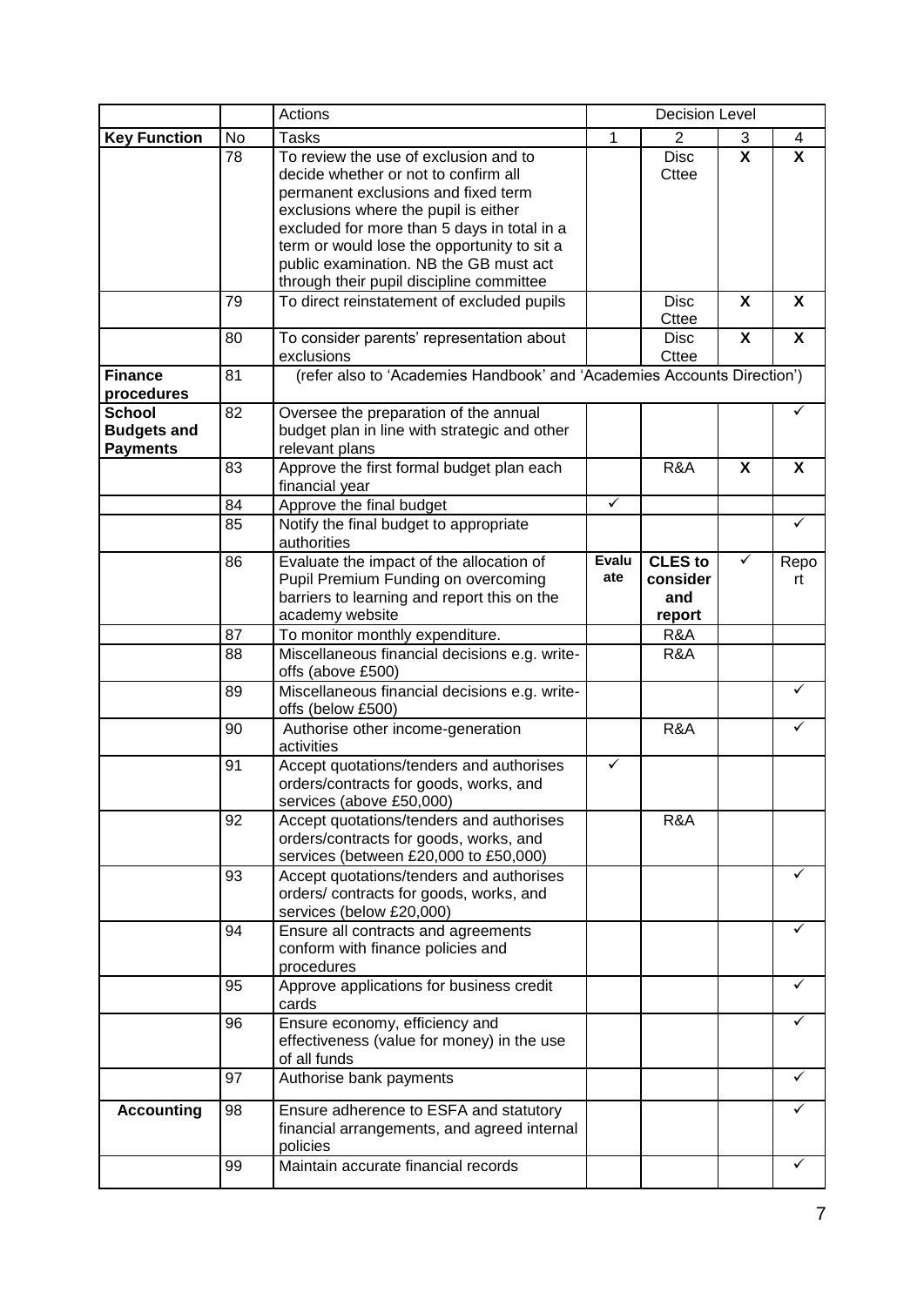| | | Actions | Decision Level | | | |
|---|---|---|---|---|---|---|
| **Key Function** | No | Tasks | 1 | 2 | 3 | 4 |
| | 78 | To review the use of exclusion and to decide whether or not to confirm all permanent exclusions and fixed term exclusions where the pupil is either excluded for more than 5 days in total in a term or would lose the opportunity to sit a public examination. NB the GB must act through their pupil discipline committee | | Disc Cttee | **X** | **X** |
| | 79 | To direct reinstatement of excluded pupils | | Disc Cttee | **X** | **X** |
| | 80 | To consider parents' representation about exclusions | | Disc Cttee | **X** | **X** |
| **Finance procedures** | 81 | (refer also to 'Academies Handbook' and 'Academies Accounts Direction') | | | | |
| **School Budgets and Payments** | 82 | Oversee the preparation of the annual budget plan in line with strategic and other relevant plans | | | | ✓ |
| | 83 | Approve the first formal budget plan each financial year | | R&A | **X** | **X** |
| | 84 | Approve the final budget | ✓ | | | |
| | 85 | Notify the final budget to appropriate authorities | | | | ✓ |
| | 86 | Evaluate the impact of the allocation of Pupil Premium Funding on overcoming barriers to learning and report this on the academy website | **Evaluate** | **CLES to consider and report** | ✓ | Report |
| | 87 | To monitor monthly expenditure. | | R&A | | |
| | 88 | Miscellaneous financial decisions e.g. write-offs (above £500) | | R&A | | |
| | 89 | Miscellaneous financial decisions e.g. write-offs (below £500) | | | | ✓ |
| | 90 | Authorise other income-generation activities | | R&A | | ✓ |
| | 91 | Accept quotations/tenders and authorises orders/contracts for goods, works, and services (above £50,000) | ✓ | | | |
| | 92 | Accept quotations/tenders and authorises orders/contracts for goods, works, and services (between £20,000 to £50,000) | | R&A | | |
| | 93 | Accept quotations/tenders and authorises orders/ contracts for goods, works, and services (below £20,000) | | | | ✓ |
| | 94 | Ensure all contracts and agreements conform with finance policies and procedures | | | | ✓ |
| | 95 | Approve applications for business credit cards | | | | ✓ |
| | 96 | Ensure economy, efficiency and effectiveness (value for money) in the use of all funds | | | | ✓ |
| | 97 | Authorise bank payments | | | | ✓ |
| **Accounting** | 98 | Ensure adherence to ESFA and statutory financial arrangements, and agreed internal policies | | | | ✓ |
| | 99 | Maintain accurate financial records | | | | ✓ |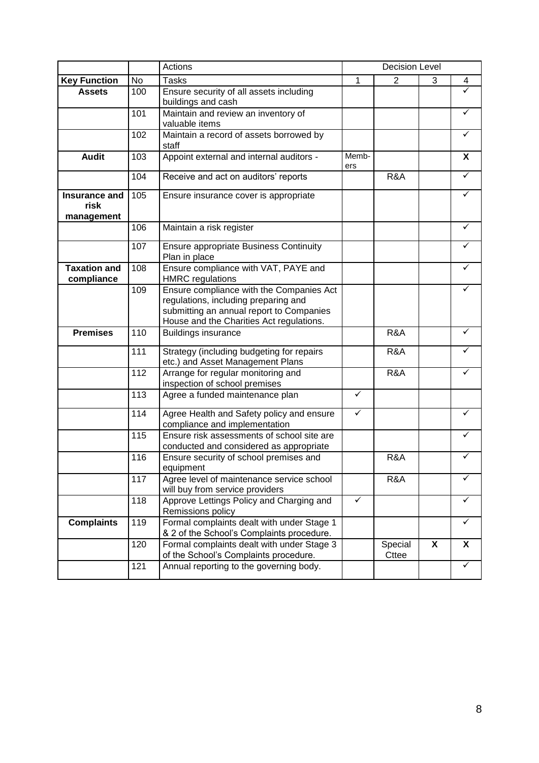| | | Actions | Decision Level | | | |
|---|---|---|---|---|---|---|
| **Key Function** | No | Tasks | 1 | 2 | 3 | 4 |
| **Assets** | 100 | Ensure security of all assets including buildings and cash | | | | ✓ |
| | 101 | Maintain and review an inventory of valuable items | | | | ✓ |
| | 102 | Maintain a record of assets borrowed by staff | | | | ✓ |
| **Audit** | 103 | Appoint external and internal auditors - | Memb-ers | | | **X** |
| | 104 | Receive and act on auditors' reports | | R&A | | ✓ |
| **Insurance and risk management** | 105 | Ensure insurance cover is appropriate | | | | ✓ |
| | 106 | Maintain a risk register | | | | ✓ |
| | 107 | Ensure appropriate Business Continuity Plan in place | | | | ✓ |
| **Taxation and compliance** | 108 | Ensure compliance with VAT, PAYE and HMRC regulations | | | | ✓ |
| | 109 | Ensure compliance with the Companies Act regulations, including preparing and submitting an annual report to Companies House and the Charities Act regulations. | | | | ✓ |
| **Premises** | 110 | Buildings insurance | | R&A | | ✓ |
| | 111 | Strategy (including budgeting for repairs etc.) and Asset Management Plans | | R&A | | ✓ |
| | 112 | Arrange for regular monitoring and inspection of school premises | | R&A | | ✓ |
| | 113 | Agree a funded maintenance plan | ✓ | | | |
| | 114 | Agree Health and Safety policy and ensure compliance and implementation | ✓ | | | ✓ |
| | 115 | Ensure risk assessments of school site are conducted and considered as appropriate | | | | ✓ |
| | 116 | Ensure security of school premises and equipment | | R&A | | ✓ |
| | 117 | Agree level of maintenance service school will buy from service providers | | R&A | | ✓ |
| | 118 | Approve Lettings Policy and Charging and Remissions policy | ✓ | | | ✓ |
| **Complaints** | 119 | Formal complaints dealt with under Stage 1 & 2 of the School's Complaints procedure. | | | | ✓ |
| | 120 | Formal complaints dealt with under Stage 3 of the School's Complaints procedure. | | Special Cttee | **X** | **X** |
| | 121 | Annual reporting to the governing body. | | | | ✓ |